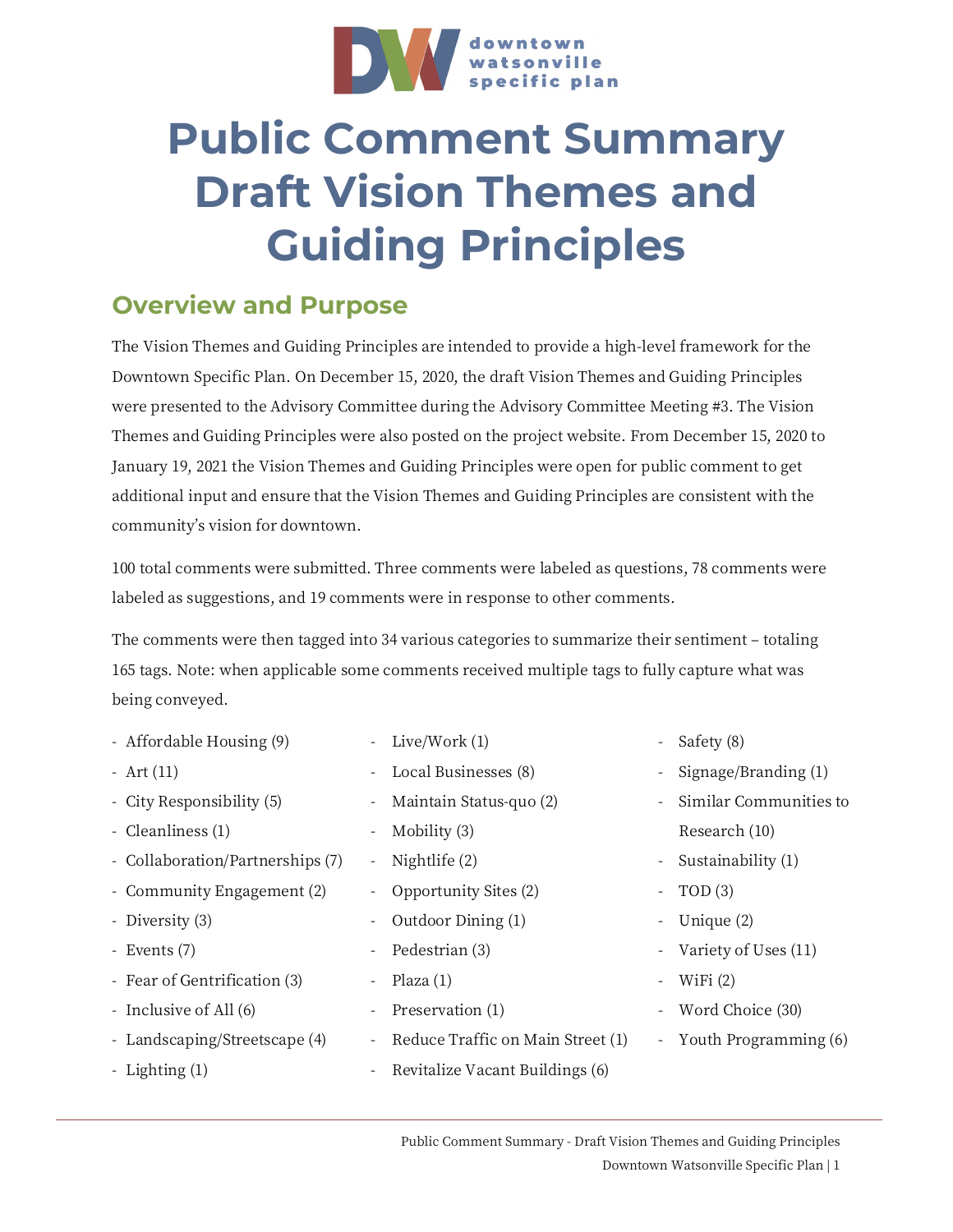# Public Comment Summary Draft Vision Themes and Guiding Principles

## Overview and Purpose

The Vision Themes and Guiding Principles are intended to provide a high-level framework for the Downtown Specific Plan. On December 15, 2020, the draft Vision Themes and Guiding Principles were presented to the Advisory Committee during the Advisory Committee Meeting #3. The Vision Themes and Guiding Principles were also posted on the project website. From December 15, 2020 to January 19, 2021 the Vision Themes and Guiding Principles were open for public comment to get additional input and ensure that the Vision Themes and Guiding Principles are consistent with the community's vision for downtown.

100 total comments were submitted. Three comments were labeled as questions, 78 comments were labeled as suggestions, and 19 comments were in response to other comments.

The comments were then tagged into 34 various categories to summarize their sentiment – totaling 165 tags. Note: when applicable some comments received multiple tags to fully capture what was being conveyed.

- Affordable Housing (9)
- Art (11)
- City Responsibility (5)
- Cleanliness (1)
- Collaboration/Partnerships (7)
- Community Engagement (2)
- Diversity (3)
- Events (7)
- Fear of Gentrification (3)
- Inclusive of All (6)
- Landscaping/Streetscape (4)
- Lighting (1)
- Live/Work (1)
- Local Businesses (8)
- Maintain Status-quo (2)
- Mobility (3)
- Nightlife (2)
- Opportunity Sites (2)
- Outdoor Dining (1)
- Pedestrian (3)
- Plaza (1)
- Preservation (1)
- Reduce Traffic on Main Street (1)
- Revitalize Vacant Buildings (6)
- Safety (8)
- Signage/Branding (1)
- Similar Communities to Research (10)
- Sustainability (1)
- TOD (3)
- Unique (2)
- Variety of Uses (11)
- WiFi (2)
- Word Choice (30)
- Youth Programming (6)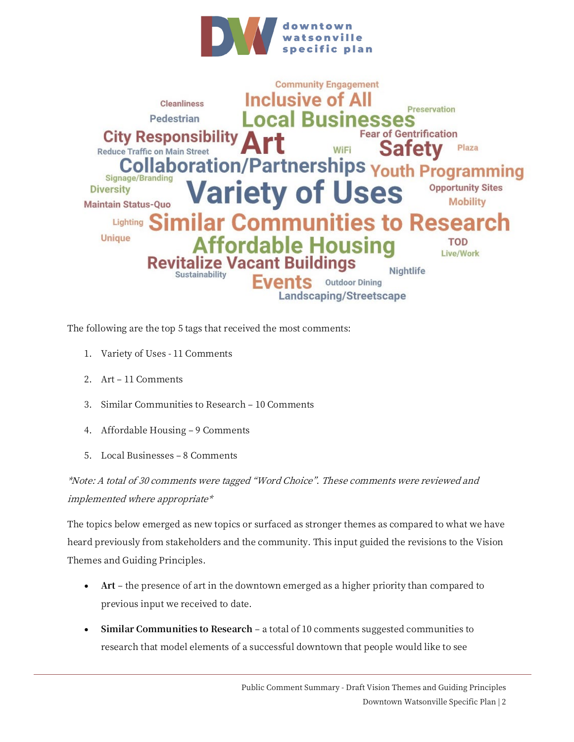Community Engagement
Cleanliness
Inclusive of All
Preservation
Pedestrian
Local Businesses
City Responsibility
Art
Fear of Gentrification
Reduce Traffic on Main Street
WiFi
Safety
Plaza
Collaboration/Partnerships
Youth Programming
Signage/Branding
Diversity
Variety of Uses
Opportunity Sites
Maintain Status-Quo
Mobility
Lighting
Similar Communities to Research
Unique
Affordable Housing
TOD
Live/Work
Revitalize Vacant Buildings
Sustainability
Nightlife
Events
Outdoor Dining
Landscaping/Streetscape

The following are the top 5 tags that received the most comments:

1. Variety of Uses - 11 Comments
2. Art – 11 Comments
3. Similar Communities to Research – 10 Comments
4. Affordable Housing – 9 Comments
5. Local Businesses – 8 Comments

*\*Note: A total of 30 comments were tagged "Word Choice". These comments were reviewed and implemented where appropriate\**

The topics below emerged as new topics or surfaced as stronger themes as compared to what we have heard previously from stakeholders and the community. This input guided the revisions to the Vision Themes and Guiding Principles.

- **Art** – the presence of art in the downtown emerged as a higher priority than compared to previous input we received to date.
- **Similar Communities to Research** – a total of 10 comments suggested communities to research that model elements of a successful downtown that people would like to see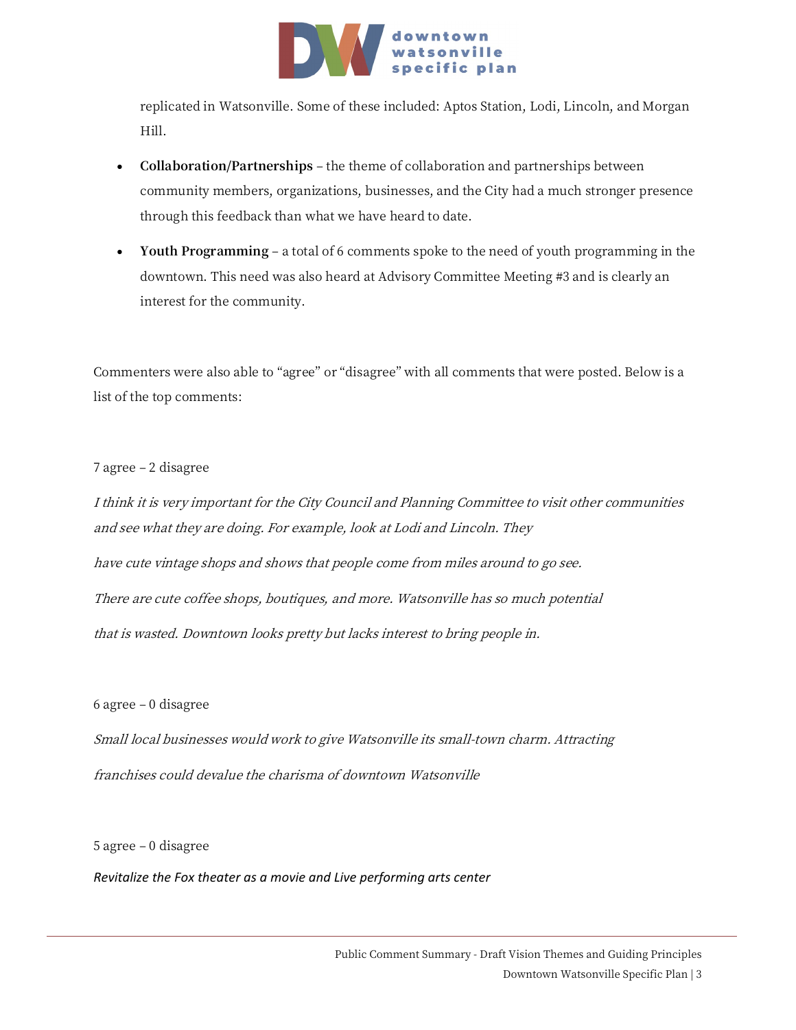replicated in Watsonville. Some of these included: Aptos Station, Lodi, Lincoln, and Morgan Hill.

- **Collaboration/Partnerships** – the theme of collaboration and partnerships between community members, organizations, businesses, and the City had a much stronger presence through this feedback than what we have heard to date.
- **Youth Programming** – a total of 6 comments spoke to the need of youth programming in the downtown. This need was also heard at Advisory Committee Meeting #3 and is clearly an interest for the community.

Commenters were also able to "agree" or "disagree" with all comments that were posted. Below is a list of the top comments:

7 agree – 2 disagree

*I think it is very important for the City Council and Planning Committee to visit other communities and see what they are doing. For example, look at Lodi and Lincoln. They have cute vintage shops and shows that people come from miles around to go see. There are cute coffee shops, boutiques, and more. Watsonville has so much potential that is wasted. Downtown looks pretty but lacks interest to bring people in.*

6 agree – 0 disagree

*Small local businesses would work to give Watsonville its small-town charm. Attracting franchises could devalue the charisma of downtown Watsonville*

5 agree – 0 disagree

*Revitalize the Fox theater as a movie and Live performing arts center*